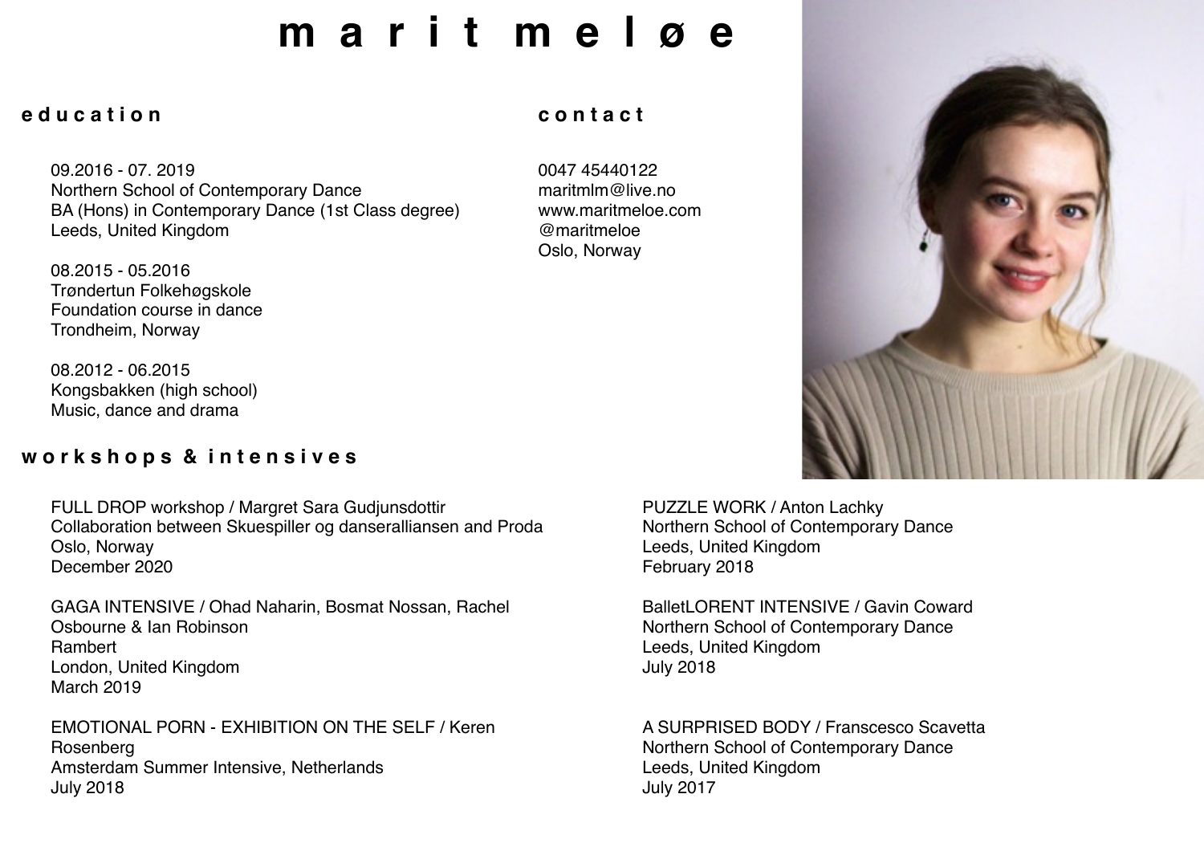# m a r i t m e l ø e

## e d u c a t i o n

09.2016 - 07. 2019
Northern School of Contemporary Dance
BA (Hons) in Contemporary Dance (1st Class degree)
Leeds, United Kingdom

08.2015 - 05.2016
Trøndertun Folkehøgskole
Foundation course in dance
Trondheim, Norway

08.2012 - 06.2015
Kongsbakken (high school)
Music, dance and drama

## c o n t a c t

0047 45440122
maritmlm@live.no
www.maritmeloe.com
@maritmeloe
Oslo, Norway

## w o r k s h o p s & i n t e n s i v e s

FULL DROP workshop / Margret Sara Gudjunsdottir
Collaboration between Skuespiller og danseralliansen and Proda
Oslo, Norway
December 2020

GAGA INTENSIVE / Ohad Naharin, Bosmat Nossan, Rachel Osbourne & Ian Robinson
Rambert
London, United Kingdom
March 2019

EMOTIONAL PORN - EXHIBITION ON THE SELF / Keren Rosenberg
Amsterdam Summer Intensive, Netherlands
July 2018

PUZZLE WORK / Anton Lachky
Northern School of Contemporary Dance
Leeds, United Kingdom
February 2018

BalletLORENT INTENSIVE / Gavin Coward
Northern School of Contemporary Dance
Leeds, United Kingdom
July 2018

A SURPRISED BODY / Franscesco Scavetta
Northern School of Contemporary Dance
Leeds, United Kingdom
July 2017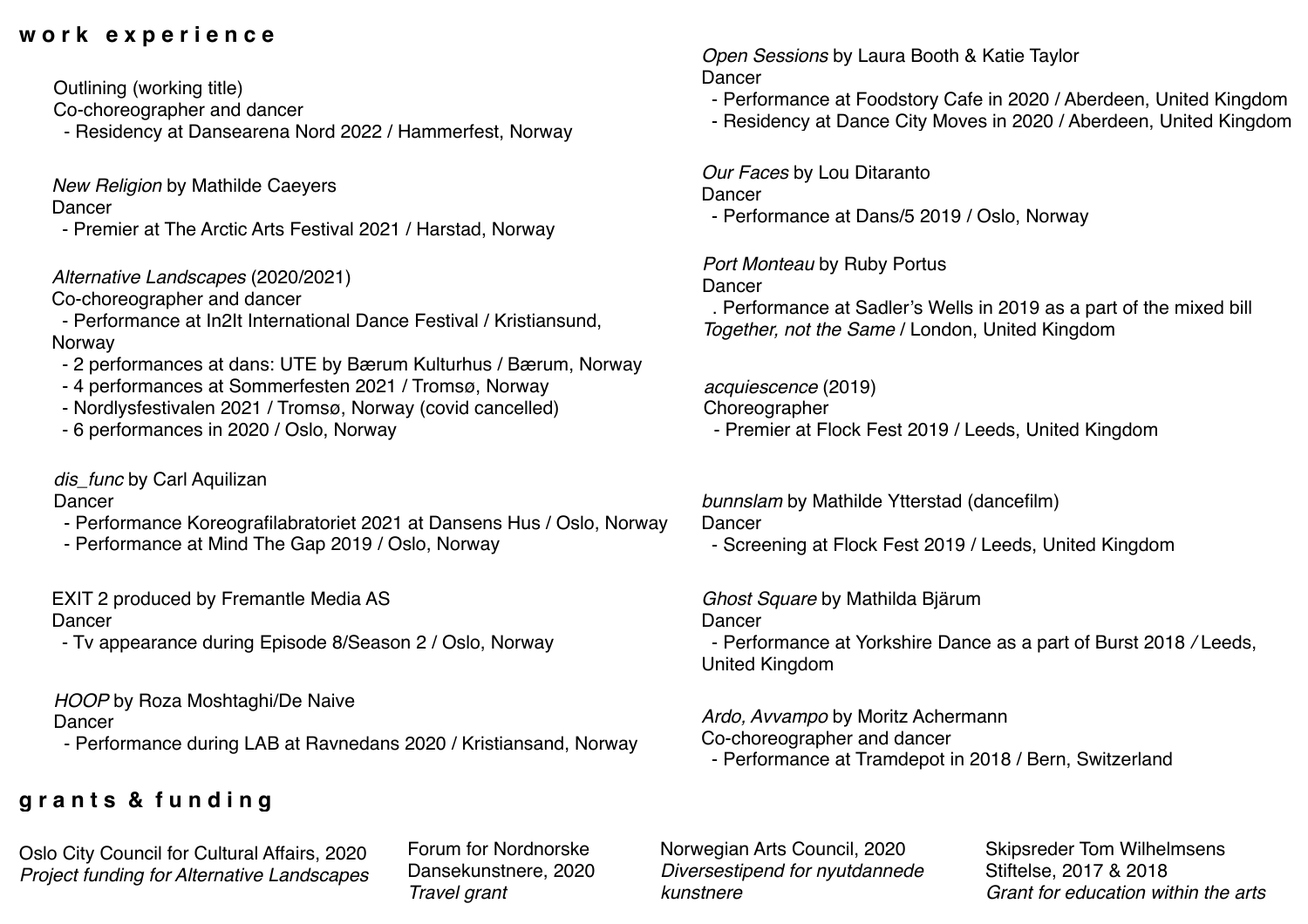## w o r k   e x p e r i e n c e

Outlining (working title)
Co-choreographer and dancer
- Residency at Dansearena Nord 2022 / Hammerfest, Norway

*New Religion* by Mathilde Caeyers
Dancer
- Premier at The Arctic Arts Festival 2021 / Harstad, Norway

*Alternative Landscapes* (2020/2021)
Co-choreographer and dancer
- Performance at In2It International Dance Festival / Kristiansund, Norway
- 2 performances at dans: UTE by Bærum Kulturhus / Bærum, Norway
- 4 performances at Sommerfesten 2021 / Tromsø, Norway
- Nordlysfestivalen 2021 / Tromsø, Norway (covid cancelled)
- 6 performances in 2020 / Oslo, Norway

*dis_func* by Carl Aquilizan
Dancer
- Performance Koreografilabratoriet 2021 at Dansens Hus / Oslo, Norway
- Performance at Mind The Gap 2019 / Oslo, Norway

EXIT 2 produced by Fremantle Media AS
Dancer
- Tv appearance during Episode 8/Season 2 / Oslo, Norway

*HOOP* by Roza Moshtaghi/De Naive
Dancer
- Performance during LAB at Ravnedans 2020 / Kristiansand, Norway

*Open Sessions* by Laura Booth & Katie Taylor
Dancer
- Performance at Foodstory Cafe in 2020 / Aberdeen, United Kingdom
- Residency at Dance City Moves in 2020 / Aberdeen, United Kingdom

*Our Faces* by Lou Ditaranto
Dancer
- Performance at Dans/5 2019 / Oslo, Norway

*Port Monteau* by Ruby Portus
Dancer
. Performance at Sadler's Wells in 2019 as a part of the mixed bill *Together, not the Same* / London, United Kingdom

*acquiescence* (2019)
Choreographer
- Premier at Flock Fest 2019 / Leeds, United Kingdom

*bunnslam* by Mathilde Ytterstad (dancefilm)
Dancer
- Screening at Flock Fest 2019 / Leeds, United Kingdom

*Ghost Square* by Mathilda Bjärum
Dancer
- Performance at Yorkshire Dance as a part of Burst 2018 / Leeds, United Kingdom

*Ardo, Avvampo* by Moritz Achermann
Co-choreographer and dancer
- Performance at Tramdepot in 2018 / Bern, Switzerland

## g r a n t s   &   f u n d i n g

Oslo City Council for Cultural Affairs, 2020
*Project funding for Alternative Landscapes*

Forum for Nordnorske Dansekunstnere, 2020
*Travel grant*

Norwegian Arts Council, 2020
*Diversestipend for nyutdannede kunstnere*

Skipsreder Tom Wilhelmsens Stiftelse, 2017 & 2018
*Grant for education within the arts*